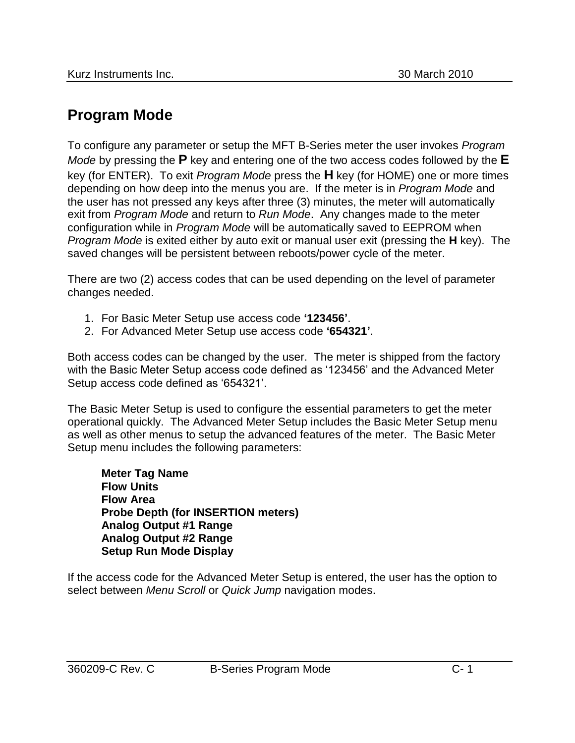# Program Mode

To configure any parameter or setup the MFT B-Series meter the user invokes *Program Mode* by pressing the **P** key and entering one of the two access codes followed by the **E** key (for ENTER). To exit *Program Mode* press the **H** key (for HOME) one or more times depending on how deep into the menus you are. If the meter is in *Program Mode* and the user has not pressed any keys after three (3) minutes, the meter will automatically exit from *Program Mode* and return to *Run Mode*. Any changes made to the meter configuration while in *Program Mode* will be automatically saved to EEPROM when *Program Mode* is exited either by auto exit or manual user exit (pressing the **H** key). The saved changes will be persistent between reboots/power cycle of the meter.

There are two (2) access codes that can be used depending on the level of parameter changes needed.

1. For Basic Meter Setup use access code **'123456'**.
2. For Advanced Meter Setup use access code **'654321'**.

Both access codes can be changed by the user. The meter is shipped from the factory with the Basic Meter Setup access code defined as '123456' and the Advanced Meter Setup access code defined as '654321'.

The Basic Meter Setup is used to configure the essential parameters to get the meter operational quickly. The Advanced Meter Setup includes the Basic Meter Setup menu as well as other menus to setup the advanced features of the meter. The Basic Meter Setup menu includes the following parameters:

**Meter Tag Name**
**Flow Units**
**Flow Area**
**Probe Depth (for INSERTION meters)**
**Analog Output #1 Range**
**Analog Output #2 Range**
**Setup Run Mode Display**

If the access code for the Advanced Meter Setup is entered, the user has the option to select between *Menu Scroll* or *Quick Jump* navigation modes.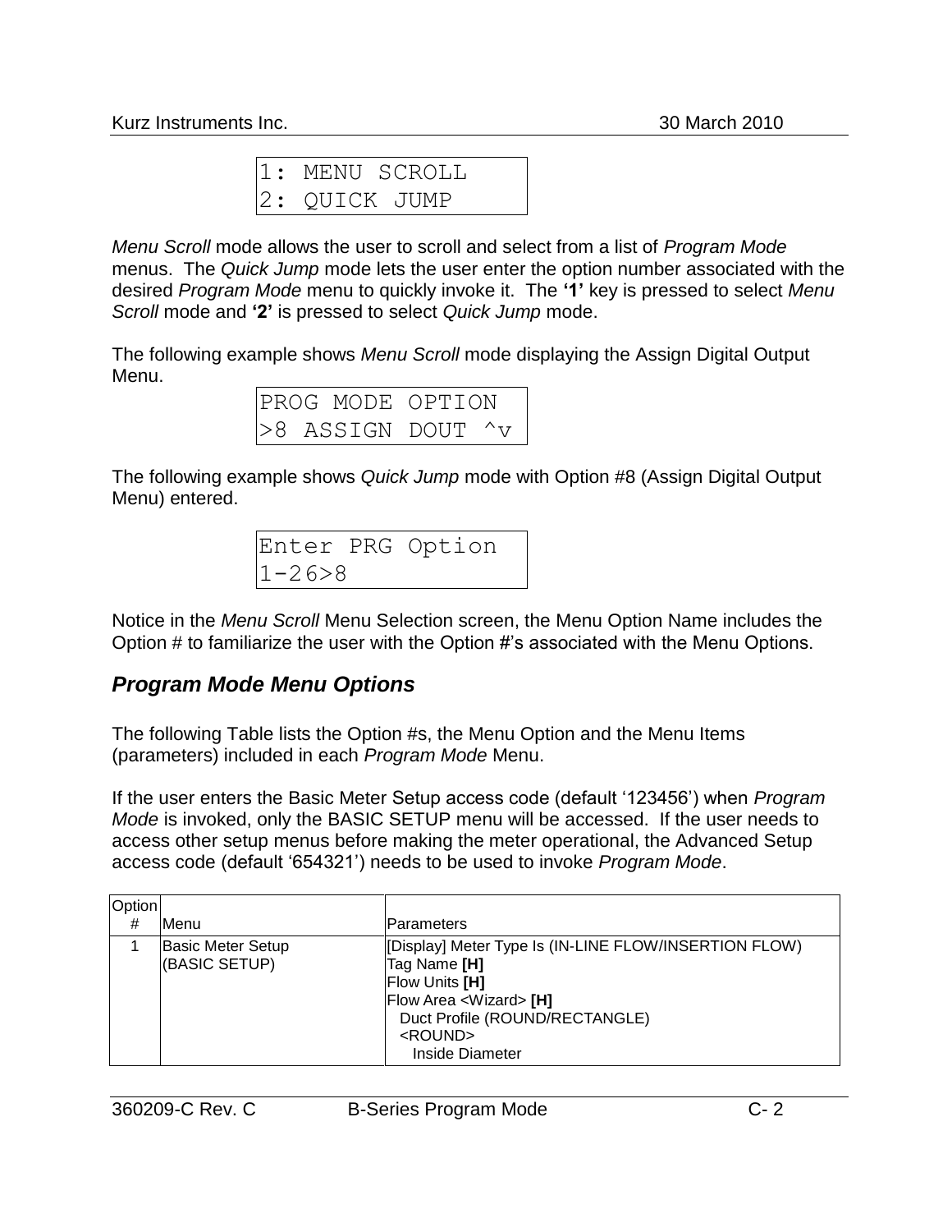```
1: MENU SCROLL
2: QUICK JUMP
```

*Menu Scroll* mode allows the user to scroll and select from a list of *Program Mode* menus. The *Quick Jump* mode lets the user enter the option number associated with the desired *Program Mode* menu to quickly invoke it. The **'1'** key is pressed to select *Menu Scroll* mode and **'2'** is pressed to select *Quick Jump* mode.

The following example shows *Menu Scroll* mode displaying the Assign Digital Output Menu.

```
PROG MODE OPTION
>8 ASSIGN DOUT ^v
```

The following example shows *Quick Jump* mode with Option #8 (Assign Digital Output Menu) entered.

```
Enter PRG Option
1-26>8
```

Notice in the *Menu Scroll* Menu Selection screen, the Menu Option Name includes the Option # to familiarize the user with the Option #'s associated with the Menu Options.

## *Program Mode Menu Options*

The following Table lists the Option #s, the Menu Option and the Menu Items (parameters) included in each *Program Mode* Menu.

If the user enters the Basic Meter Setup access code (default '123456') when *Program Mode* is invoked, only the BASIC SETUP menu will be accessed. If the user needs to access other setup menus before making the meter operational, the Advanced Setup access code (default '654321') needs to be used to invoke *Program Mode*.

| Option # | Menu | Parameters |
|---|---|---|
| 1 | Basic Meter Setup<br>(BASIC SETUP) | [Display] Meter Type Is (IN-LINE FLOW/INSERTION FLOW)<br>Tag Name **[H]**<br>Flow Units **[H]**<br>Flow Area <Wizard> **[H]**<br>Duct Profile (ROUND/RECTANGLE)<br><ROUND><br>Inside Diameter |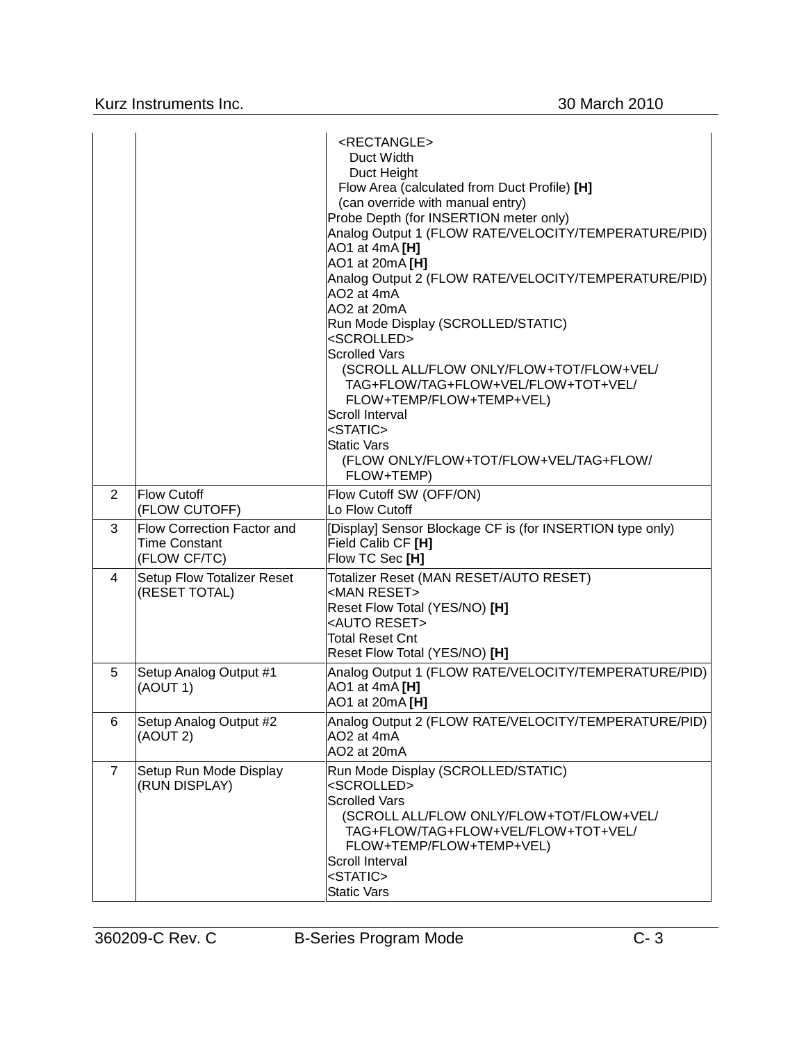| | | |
|---|---|---|
| | | <RECTANGLE><br>Duct Width<br>Duct Height<br>Flow Area (calculated from Duct Profile) **[H]**<br>(can override with manual entry)<br>Probe Depth (for INSERTION meter only)<br>Analog Output 1 (FLOW RATE/VELOCITY/TEMPERATURE/PID)<br>AO1 at 4mA **[H]**<br>AO1 at 20mA **[H]**<br>Analog Output 2 (FLOW RATE/VELOCITY/TEMPERATURE/PID)<br>AO2 at 4mA<br>AO2 at 20mA<br>Run Mode Display (SCROLLED/STATIC)<br><SCROLLED><br>Scrolled Vars<br>(SCROLL ALL/FLOW ONLY/FLOW+TOT/FLOW+VEL/<br>TAG+FLOW/TAG+FLOW+VEL/FLOW+TOT+VEL/<br>FLOW+TEMP/FLOW+TEMP+VEL)<br>Scroll Interval<br><STATIC><br>Static Vars<br>(FLOW ONLY/FLOW+TOT/FLOW+VEL/TAG+FLOW/<br>FLOW+TEMP) |
| 2 | Flow Cutoff<br>(FLOW CUTOFF) | Flow Cutoff SW (OFF/ON)<br>Lo Flow Cutoff |
| 3 | Flow Correction Factor and Time Constant<br>(FLOW CF/TC) | [Display] Sensor Blockage CF is (for INSERTION type only)<br>Field Calib CF **[H]**<br>Flow TC Sec **[H]** |
| 4 | Setup Flow Totalizer Reset<br>(RESET TOTAL) | Totalizer Reset (MAN RESET/AUTO RESET)<br><MAN RESET><br>Reset Flow Total (YES/NO) **[H]**<br><AUTO RESET><br>Total Reset Cnt<br>Reset Flow Total (YES/NO) **[H]** |
| 5 | Setup Analog Output #1<br>(AOUT 1) | Analog Output 1 (FLOW RATE/VELOCITY/TEMPERATURE/PID)<br>AO1 at 4mA **[H]**<br>AO1 at 20mA **[H]** |
| 6 | Setup Analog Output #2<br>(AOUT 2) | Analog Output 2 (FLOW RATE/VELOCITY/TEMPERATURE/PID)<br>AO2 at 4mA<br>AO2 at 20mA |
| 7 | Setup Run Mode Display<br>(RUN DISPLAY) | Run Mode Display (SCROLLED/STATIC)<br><SCROLLED><br>Scrolled Vars<br>(SCROLL ALL/FLOW ONLY/FLOW+TOT/FLOW+VEL/<br>TAG+FLOW/TAG+FLOW+VEL/FLOW+TOT+VEL/<br>FLOW+TEMP/FLOW+TEMP+VEL)<br>Scroll Interval<br><STATIC><br>Static Vars |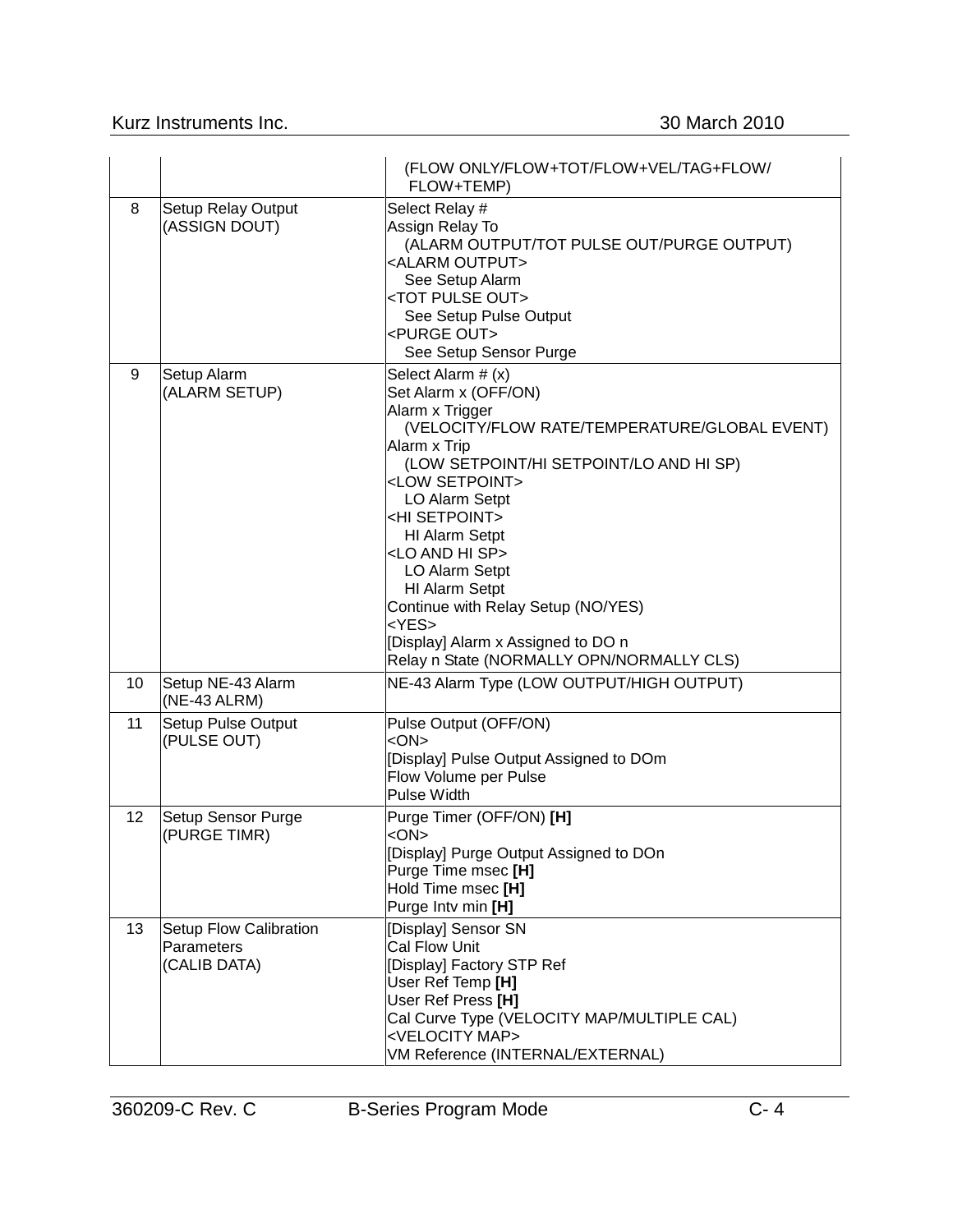| | | |
|---|---|---|
| | | (FLOW ONLY/FLOW+TOT/FLOW+VEL/TAG+FLOW/ FLOW+TEMP) |
| 8 | Setup Relay Output (ASSIGN DOUT) | Select Relay #<br>Assign Relay To<br>(ALARM OUTPUT/TOT PULSE OUT/PURGE OUTPUT)<br>&lt;ALARM OUTPUT&gt;<br>See Setup Alarm<br>&lt;TOT PULSE OUT&gt;<br>See Setup Pulse Output<br>&lt;PURGE OUT&gt;<br>See Setup Sensor Purge |
| 9 | Setup Alarm (ALARM SETUP) | Select Alarm # (x)<br>Set Alarm x (OFF/ON)<br>Alarm x Trigger<br>(VELOCITY/FLOW RATE/TEMPERATURE/GLOBAL EVENT)<br>Alarm x Trip<br>(LOW SETPOINT/HI SETPOINT/LO AND HI SP)<br>&lt;LOW SETPOINT&gt;<br>LO Alarm Setpt<br>&lt;HI SETPOINT&gt;<br>HI Alarm Setpt<br>&lt;LO AND HI SP&gt;<br>LO Alarm Setpt<br>HI Alarm Setpt<br>Continue with Relay Setup (NO/YES)<br>&lt;YES&gt;<br>[Display] Alarm x Assigned to DO n<br>Relay n State (NORMALLY OPN/NORMALLY CLS) |
| 10 | Setup NE-43 Alarm (NE-43 ALRM) | NE-43 Alarm Type (LOW OUTPUT/HIGH OUTPUT) |
| 11 | Setup Pulse Output (PULSE OUT) | Pulse Output (OFF/ON)<br>&lt;ON&gt;<br>[Display] Pulse Output Assigned to DOm<br>Flow Volume per Pulse<br>Pulse Width |
| 12 | Setup Sensor Purge (PURGE TIMR) | Purge Timer (OFF/ON) **[H]**<br>&lt;ON&gt;<br>[Display] Purge Output Assigned to DOn<br>Purge Time msec **[H]**<br>Hold Time msec **[H]**<br>Purge Intv min **[H]** |
| 13 | Setup Flow Calibration Parameters (CALIB DATA) | [Display] Sensor SN<br>Cal Flow Unit<br>[Display] Factory STP Ref<br>User Ref Temp **[H]**<br>User Ref Press **[H]**<br>Cal Curve Type (VELOCITY MAP/MULTIPLE CAL)<br>&lt;VELOCITY MAP&gt;<br>VM Reference (INTERNAL/EXTERNAL) |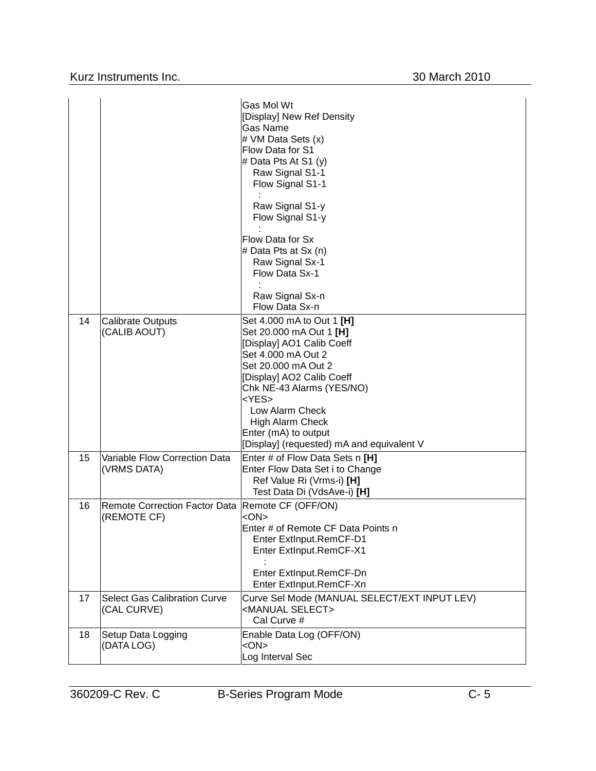| | | |
|---|---|---|
| | | Gas Mol Wt<br>[Display] New Ref Density<br>Gas Name<br># VM Data Sets (x)<br>Flow Data for S1<br># Data Pts At S1 (y)<br>Raw Signal S1-1<br>Flow Signal S1-1<br>:<br>Raw Signal S1-y<br>Flow Signal S1-y<br>:<br>Flow Data for Sx<br># Data Pts at Sx (n)<br>Raw Signal Sx-1<br>Flow Data Sx-1<br>:<br>Raw Signal Sx-n<br>Flow Data Sx-n |
| 14 | Calibrate Outputs<br>(CALIB AOUT) | Set 4.000 mA to Out 1 **[H]**<br>Set 20.000 mA Out 1 **[H]**<br>[Display] AO1 Calib Coeff<br>Set 4.000 mA Out 2<br>Set 20.000 mA Out 2<br>[Display] AO2 Calib Coeff<br>Chk NE-43 Alarms (YES/NO)<br><YES><br>Low Alarm Check<br>High Alarm Check<br>Enter (mA) to output<br>[Display] (requested) mA and equivalent V |
| 15 | Variable Flow Correction Data<br>(VRMS DATA) | Enter # of Flow Data Sets n **[H]**<br>Enter Flow Data Set i to Change<br>Ref Value Ri (Vrms-i) **[H]**<br>Test Data Di (VdsAve-i) **[H]** |
| 16 | Remote Correction Factor Data<br>(REMOTE CF) | Remote CF (OFF/ON)<br><ON><br>Enter # of Remote CF Data Points n<br>Enter ExtInput.RemCF-D1<br>Enter ExtInput.RemCF-X1<br>:<br>Enter ExtInput.RemCF-Dn<br>Enter ExtInput.RemCF-Xn |
| 17 | Select Gas Calibration Curve<br>(CAL CURVE) | Curve Sel Mode (MANUAL SELECT/EXT INPUT LEV)<br><MANUAL SELECT><br>Cal Curve # |
| 18 | Setup Data Logging<br>(DATA LOG) | Enable Data Log (OFF/ON)<br><ON><br>Log Interval Sec |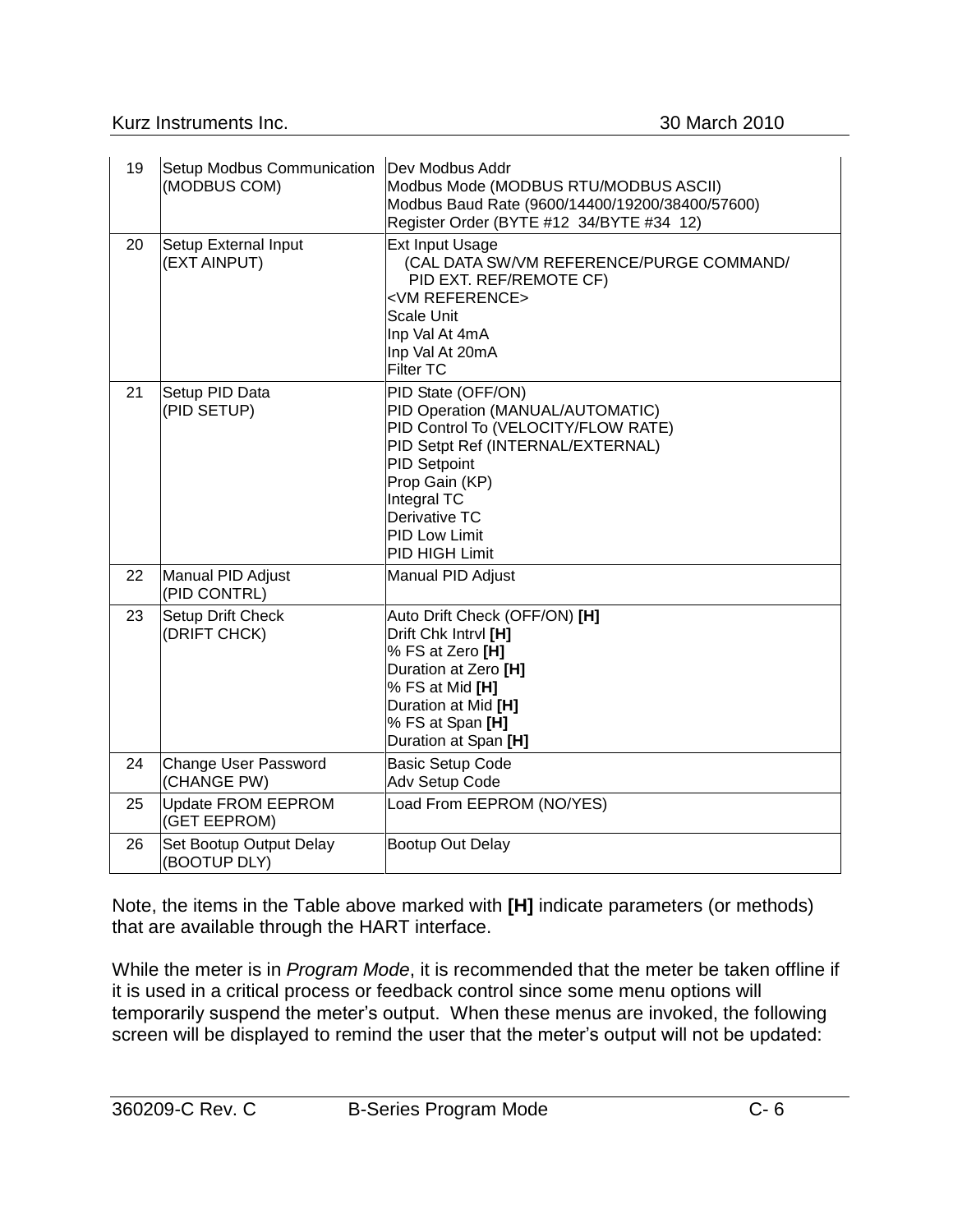| 19 | Setup Modbus Communication (MODBUS COM) | Dev Modbus Addr<br>Modbus Mode (MODBUS RTU/MODBUS ASCII)<br>Modbus Baud Rate (9600/14400/19200/38400/57600)<br>Register Order (BYTE #12 34/BYTE #34 12) |
|---|---|---|
| 20 | Setup External Input (EXT AINPUT) | Ext Input Usage<br>(CAL DATA SW/VM REFERENCE/PURGE COMMAND/ PID EXT. REF/REMOTE CF)<br><VM REFERENCE><br>Scale Unit<br>Inp Val At 4mA<br>Inp Val At 20mA<br>Filter TC |
| 21 | Setup PID Data (PID SETUP) | PID State (OFF/ON)<br>PID Operation (MANUAL/AUTOMATIC)<br>PID Control To (VELOCITY/FLOW RATE)<br>PID Setpt Ref (INTERNAL/EXTERNAL)<br>PID Setpoint<br>Prop Gain (KP)<br>Integral TC<br>Derivative TC<br>PID Low Limit<br>PID HIGH Limit |
| 22 | Manual PID Adjust (PID CONTRL) | Manual PID Adjust |
| 23 | Setup Drift Check (DRIFT CHCK) | Auto Drift Check (OFF/ON) **[H]**<br>Drift Chk Intrvl **[H]**<br>% FS at Zero **[H]**<br>Duration at Zero **[H]**<br>% FS at Mid **[H]**<br>Duration at Mid **[H]**<br>% FS at Span **[H]**<br>Duration at Span **[H]** |
| 24 | Change User Password (CHANGE PW) | Basic Setup Code<br>Adv Setup Code |
| 25 | Update FROM EEPROM (GET EEPROM) | Load From EEPROM (NO/YES) |
| 26 | Set Bootup Output Delay (BOOTUP DLY) | Bootup Out Delay |

Note, the items in the Table above marked with **[H]** indicate parameters (or methods) that are available through the HART interface.

While the meter is in *Program Mode*, it is recommended that the meter be taken offline if it is used in a critical process or feedback control since some menu options will temporarily suspend the meter's output. When these menus are invoked, the following screen will be displayed to remind the user that the meter's output will not be updated: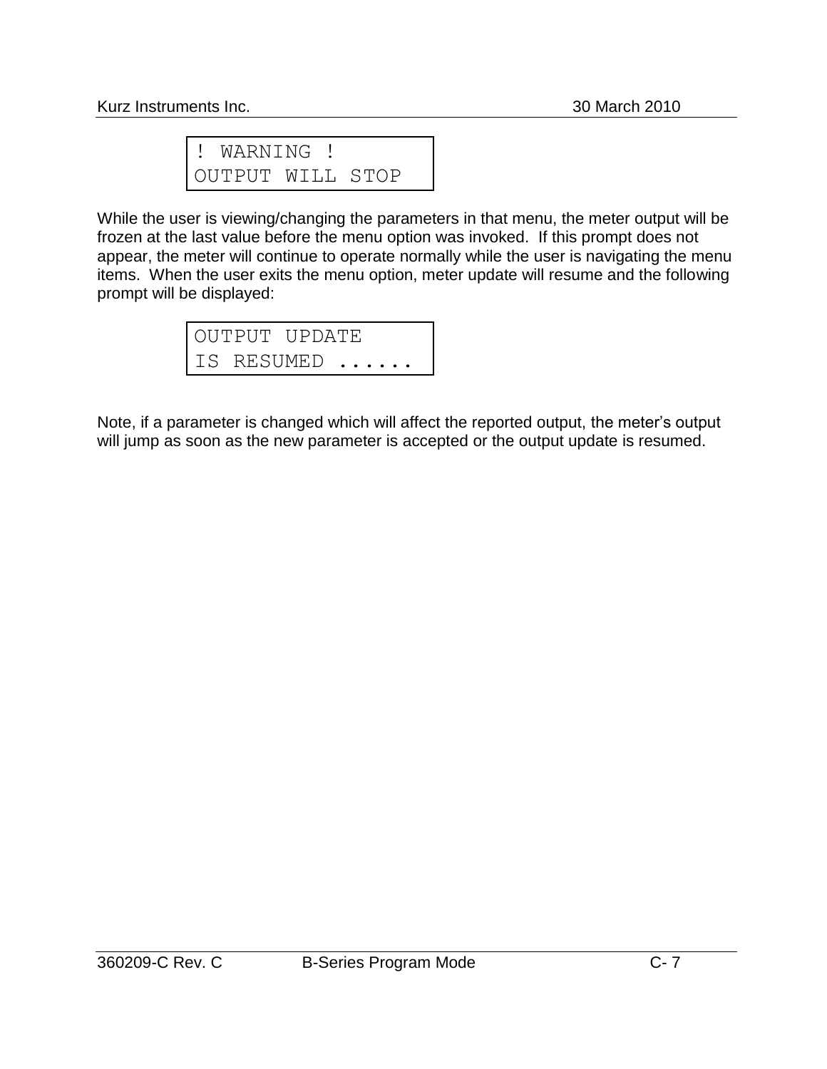```
! WARNING !
OUTPUT WILL STOP
```

While the user is viewing/changing the parameters in that menu, the meter output will be frozen at the last value before the menu option was invoked. If this prompt does not appear, the meter will continue to operate normally while the user is navigating the menu items. When the user exits the menu option, meter update will resume and the following prompt will be displayed:

```
OUTPUT UPDATE
IS RESUMED ......
```

Note, if a parameter is changed which will affect the reported output, the meter's output will jump as soon as the new parameter is accepted or the output update is resumed.